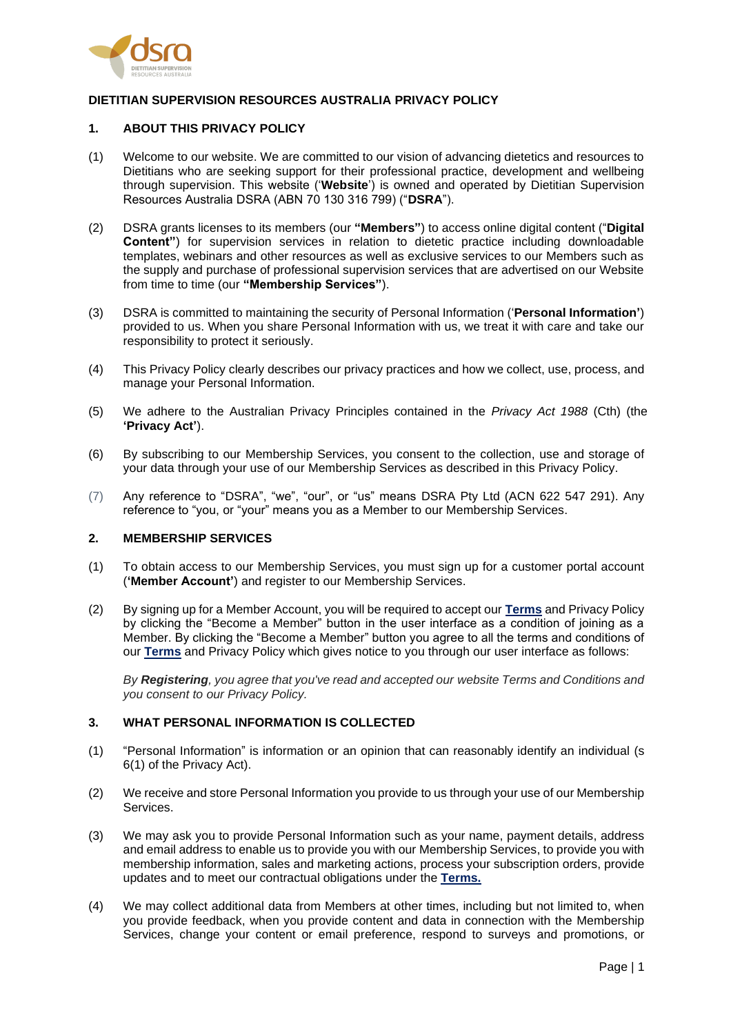## DIETITIAN SUPERVISION RESOURCES AUSTRALIA PRIVACY POLICY

### 1. ABOUT THIS PRIVACY POLICY

(1) Welcome to our website. We are committed to our vision of advancing dietetics and resources to Dietitians who are seeking support for their professional practice, development and wellbeing through supervision. This website ('**Website**') is owned and operated by Dietitian Supervision Resources Australia DSRA (ABN 70 130 316 799) ("**DSRA**").

(2) DSRA grants licenses to its members (our **"Members"**) to access online digital content ("**Digital Content"**) for supervision services in relation to dietetic practice including downloadable templates, webinars and other resources as well as exclusive services to our Members such as the supply and purchase of professional supervision services that are advertised on our Website from time to time (our **"Membership Services"**).

(3) DSRA is committed to maintaining the security of Personal Information ('**Personal Information'**) provided to us. When you share Personal Information with us, we treat it with care and take our responsibility to protect it seriously.

(4) This Privacy Policy clearly describes our privacy practices and how we collect, use, process, and manage your Personal Information.

(5) We adhere to the Australian Privacy Principles contained in the *Privacy Act 1988* (Cth) (the **'Privacy Act'**).

(6) By subscribing to our Membership Services, you consent to the collection, use and storage of your data through your use of our Membership Services as described in this Privacy Policy.

(7) Any reference to "DSRA", "we", "our", or "us" means DSRA Pty Ltd (ACN 622 547 291). Any reference to "you, or "your" means you as a Member to our Membership Services.

### 2. MEMBERSHIP SERVICES

(1) To obtain access to our Membership Services, you must sign up for a customer portal account (**'Member Account'**) and register to our Membership Services.

(2) By signing up for a Member Account, you will be required to accept our **Terms** and Privacy Policy by clicking the "Become a Member" button in the user interface as a condition of joining as a Member. By clicking the "Become a Member" button you agree to all the terms and conditions of our **Terms** and Privacy Policy which gives notice to you through our user interface as follows:

*By **Registering**, you agree that you've read and accepted our website Terms and Conditions and you consent to our Privacy Policy.*

### 3. WHAT PERSONAL INFORMATION IS COLLECTED

(1) "Personal Information" is information or an opinion that can reasonably identify an individual (s 6(1) of the Privacy Act).

(2) We receive and store Personal Information you provide to us through your use of our Membership Services.

(3) We may ask you to provide Personal Information such as your name, payment details, address and email address to enable us to provide you with our Membership Services, to provide you with membership information, sales and marketing actions, process your subscription orders, provide updates and to meet our contractual obligations under the **Terms.**

(4) We may collect additional data from Members at other times, including but not limited to, when you provide feedback, when you provide content and data in connection with the Membership Services, change your content or email preference, respond to surveys and promotions, or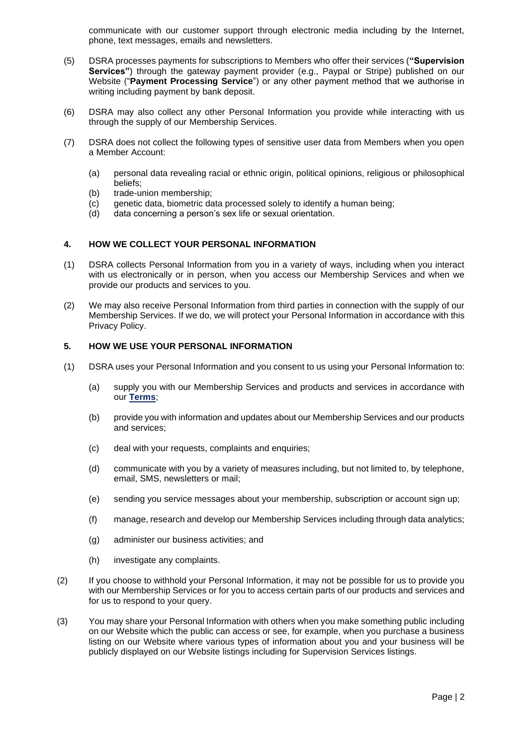communicate with our customer support through electronic media including by the Internet, phone, text messages, emails and newsletters.

(5) DSRA processes payments for subscriptions to Members who offer their services (**"Supervision Services"**) through the gateway payment provider (e.g., Paypal or Stripe) published on our Website ("**Payment Processing Service**") or any other payment method that we authorise in writing including payment by bank deposit.

(6) DSRA may also collect any other Personal Information you provide while interacting with us through the supply of our Membership Services.

(7) DSRA does not collect the following types of sensitive user data from Members when you open a Member Account:

(a) personal data revealing racial or ethnic origin, political opinions, religious or philosophical beliefs;
(b) trade-union membership;
(c) genetic data, biometric data processed solely to identify a human being;
(d) data concerning a person's sex life or sexual orientation.

## 4. HOW WE COLLECT YOUR PERSONAL INFORMATION

(1) DSRA collects Personal Information from you in a variety of ways, including when you interact with us electronically or in person, when you access our Membership Services and when we provide our products and services to you.

(2) We may also receive Personal Information from third parties in connection with the supply of our Membership Services. If we do, we will protect your Personal Information in accordance with this Privacy Policy.

## 5. HOW WE USE YOUR PERSONAL INFORMATION

(1) DSRA uses your Personal Information and you consent to us using your Personal Information to:

(a) supply you with our Membership Services and products and services in accordance with our **Terms**;

(b) provide you with information and updates about our Membership Services and our products and services;

(c) deal with your requests, complaints and enquiries;

(d) communicate with you by a variety of measures including, but not limited to, by telephone, email, SMS, newsletters or mail;

(e) sending you service messages about your membership, subscription or account sign up;

(f) manage, research and develop our Membership Services including through data analytics;

(g) administer our business activities; and

(h) investigate any complaints.

(2) If you choose to withhold your Personal Information, it may not be possible for us to provide you with our Membership Services or for you to access certain parts of our products and services and for us to respond to your query.

(3) You may share your Personal Information with others when you make something public including on our Website which the public can access or see, for example, when you purchase a business listing on our Website where various types of information about you and your business will be publicly displayed on our Website listings including for Supervision Services listings.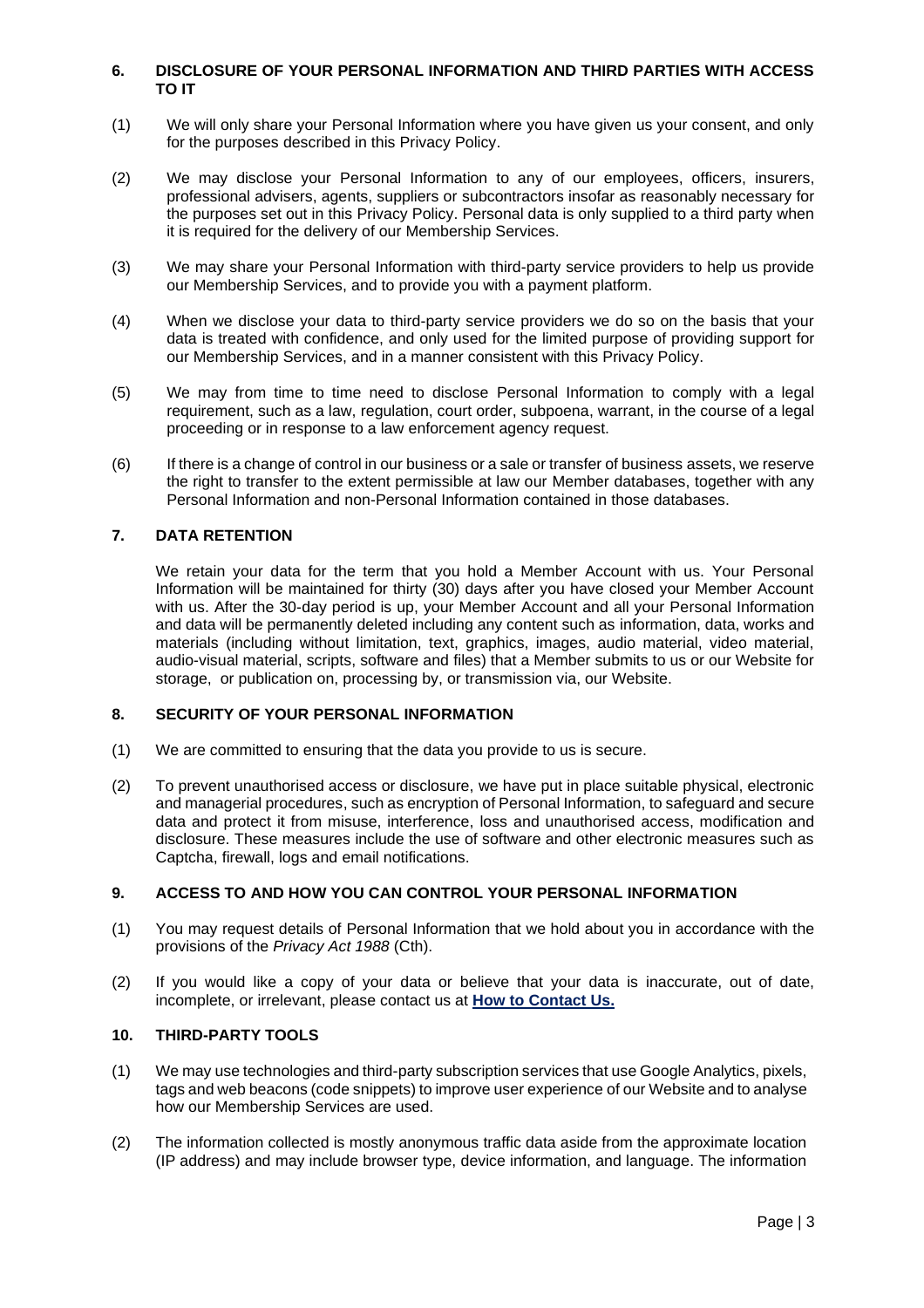## 6. DISCLOSURE OF YOUR PERSONAL INFORMATION AND THIRD PARTIES WITH ACCESS TO IT

(1) We will only share your Personal Information where you have given us your consent, and only for the purposes described in this Privacy Policy.

(2) We may disclose your Personal Information to any of our employees, officers, insurers, professional advisers, agents, suppliers or subcontractors insofar as reasonably necessary for the purposes set out in this Privacy Policy. Personal data is only supplied to a third party when it is required for the delivery of our Membership Services.

(3) We may share your Personal Information with third-party service providers to help us provide our Membership Services, and to provide you with a payment platform.

(4) When we disclose your data to third-party service providers we do so on the basis that your data is treated with confidence, and only used for the limited purpose of providing support for our Membership Services, and in a manner consistent with this Privacy Policy.

(5) We may from time to time need to disclose Personal Information to comply with a legal requirement, such as a law, regulation, court order, subpoena, warrant, in the course of a legal proceeding or in response to a law enforcement agency request.

(6) If there is a change of control in our business or a sale or transfer of business assets, we reserve the right to transfer to the extent permissible at law our Member databases, together with any Personal Information and non-Personal Information contained in those databases.

## 7. DATA RETENTION

We retain your data for the term that you hold a Member Account with us. Your Personal Information will be maintained for thirty (30) days after you have closed your Member Account with us. After the 30-day period is up, your Member Account and all your Personal Information and data will be permanently deleted including any content such as information, data, works and materials (including without limitation, text, graphics, images, audio material, video material, audio-visual material, scripts, software and files) that a Member submits to us or our Website for storage, or publication on, processing by, or transmission via, our Website.

## 8. SECURITY OF YOUR PERSONAL INFORMATION

(1) We are committed to ensuring that the data you provide to us is secure.

(2) To prevent unauthorised access or disclosure, we have put in place suitable physical, electronic and managerial procedures, such as encryption of Personal Information, to safeguard and secure data and protect it from misuse, interference, loss and unauthorised access, modification and disclosure. These measures include the use of software and other electronic measures such as Captcha, firewall, logs and email notifications.

## 9. ACCESS TO AND HOW YOU CAN CONTROL YOUR PERSONAL INFORMATION

(1) You may request details of Personal Information that we hold about you in accordance with the provisions of the *Privacy Act 1988* (Cth).

(2) If you would like a copy of your data or believe that your data is inaccurate, out of date, incomplete, or irrelevant, please contact us at **How to Contact Us.**

## 10. THIRD-PARTY TOOLS

(1) We may use technologies and third-party subscription services that use Google Analytics, pixels, tags and web beacons (code snippets) to improve user experience of our Website and to analyse how our Membership Services are used.

(2) The information collected is mostly anonymous traffic data aside from the approximate location (IP address) and may include browser type, device information, and language. The information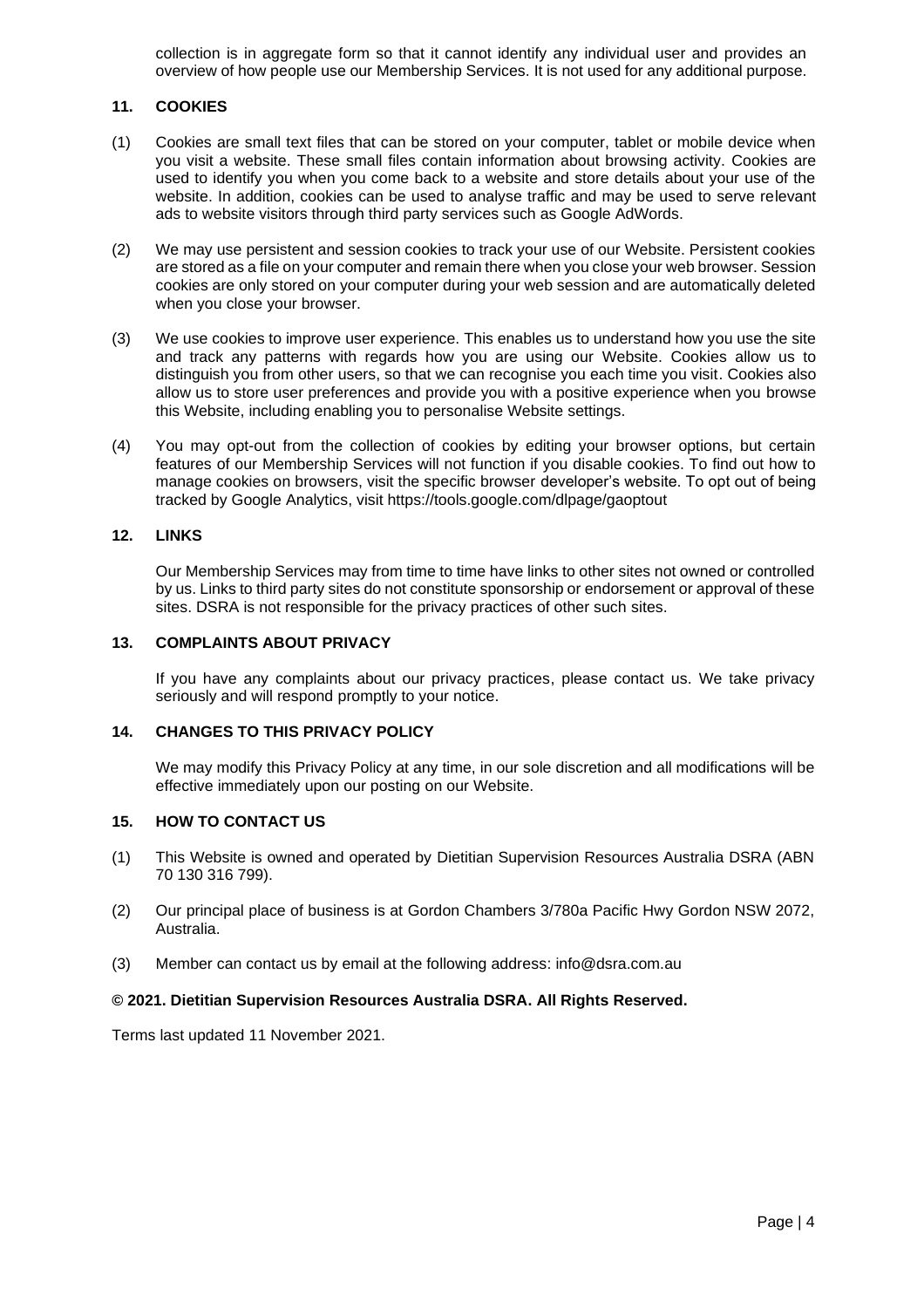collection is in aggregate form so that it cannot identify any individual user and provides an overview of how people use our Membership Services. It is not used for any additional purpose.

## 11. COOKIES

(1) Cookies are small text files that can be stored on your computer, tablet or mobile device when you visit a website. These small files contain information about browsing activity. Cookies are used to identify you when you come back to a website and store details about your use of the website. In addition, cookies can be used to analyse traffic and may be used to serve relevant ads to website visitors through third party services such as Google AdWords.

(2) We may use persistent and session cookies to track your use of our Website. Persistent cookies are stored as a file on your computer and remain there when you close your web browser. Session cookies are only stored on your computer during your web session and are automatically deleted when you close your browser.

(3) We use cookies to improve user experience. This enables us to understand how you use the site and track any patterns with regards how you are using our Website. Cookies allow us to distinguish you from other users, so that we can recognise you each time you visit. Cookies also allow us to store user preferences and provide you with a positive experience when you browse this Website, including enabling you to personalise Website settings.

(4) You may opt-out from the collection of cookies by editing your browser options, but certain features of our Membership Services will not function if you disable cookies. To find out how to manage cookies on browsers, visit the specific browser developer's website. To opt out of being tracked by Google Analytics, visit https://tools.google.com/dlpage/gaoptout

## 12. LINKS

Our Membership Services may from time to time have links to other sites not owned or controlled by us. Links to third party sites do not constitute sponsorship or endorsement or approval of these sites. DSRA is not responsible for the privacy practices of other such sites.

## 13. COMPLAINTS ABOUT PRIVACY

If you have any complaints about our privacy practices, please contact us. We take privacy seriously and will respond promptly to your notice.

## 14. CHANGES TO THIS PRIVACY POLICY

We may modify this Privacy Policy at any time, in our sole discretion and all modifications will be effective immediately upon our posting on our Website.

## 15. HOW TO CONTACT US

(1) This Website is owned and operated by Dietitian Supervision Resources Australia DSRA (ABN 70 130 316 799).

(2) Our principal place of business is at Gordon Chambers 3/780a Pacific Hwy Gordon NSW 2072, Australia.

(3) Member can contact us by email at the following address: info@dsra.com.au

**© 2021. Dietitian Supervision Resources Australia DSRA. All Rights Reserved.**

Terms last updated 11 November 2021.